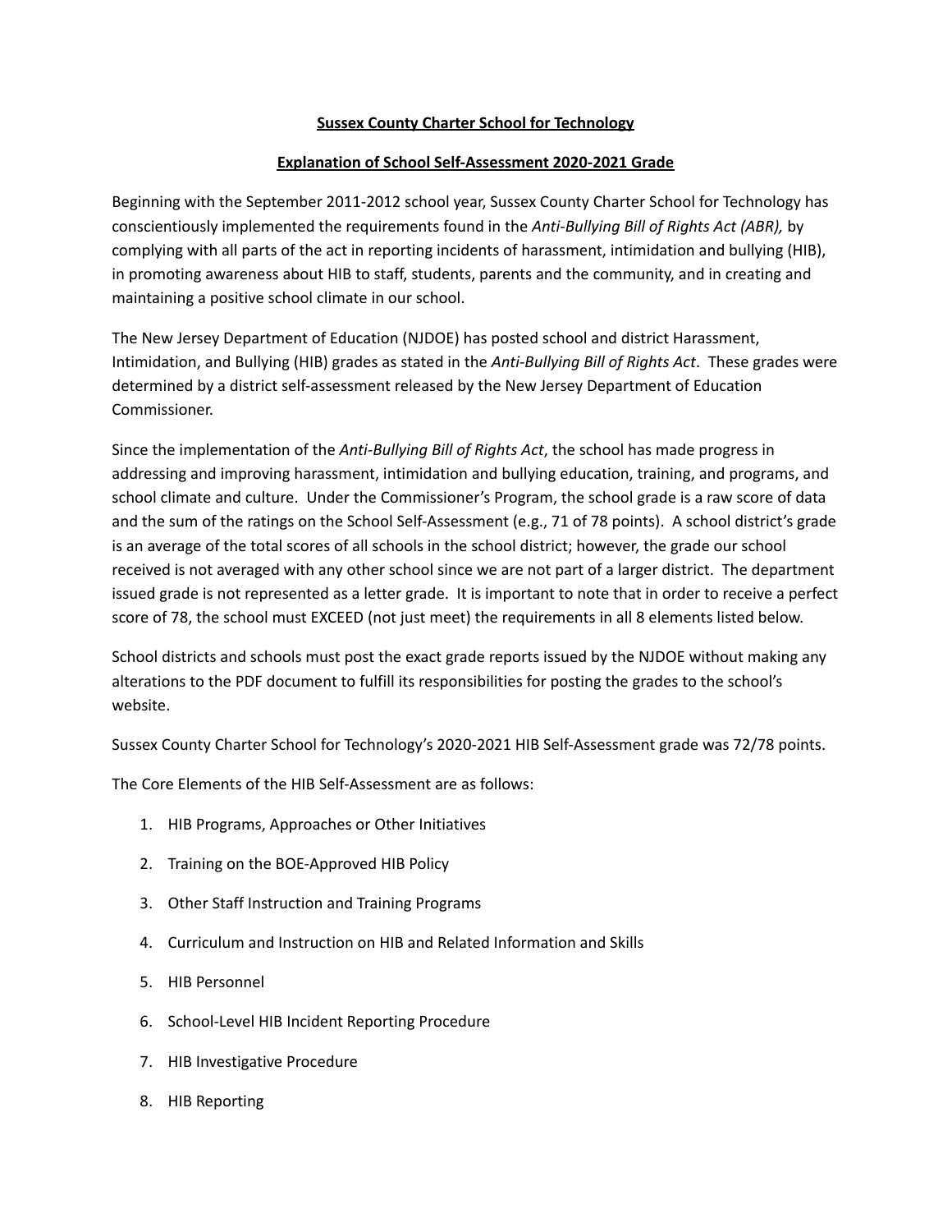**Sussex County Charter School for Technology**

**Explanation of School Self-Assessment 2020-2021 Grade**

Beginning with the September 2011-2012 school year, Sussex County Charter School for Technology has conscientiously implemented the requirements found in the *Anti-Bullying Bill of Rights Act (ABR),* by complying with all parts of the act in reporting incidents of harassment, intimidation and bullying (HIB), in promoting awareness about HIB to staff, students, parents and the community, and in creating and maintaining a positive school climate in our school.

The New Jersey Department of Education (NJDOE) has posted school and district Harassment, Intimidation, and Bullying (HIB) grades as stated in the *Anti-Bullying Bill of Rights Act*. These grades were determined by a district self-assessment released by the New Jersey Department of Education Commissioner.

Since the implementation of the *Anti-Bullying Bill of Rights Act*, the school has made progress in addressing and improving harassment, intimidation and bullying education, training, and programs, and school climate and culture. Under the Commissioner's Program, the school grade is a raw score of data and the sum of the ratings on the School Self-Assessment (e.g., 71 of 78 points). A school district's grade is an average of the total scores of all schools in the school district; however, the grade our school received is not averaged with any other school since we are not part of a larger district. The department issued grade is not represented as a letter grade. It is important to note that in order to receive a perfect score of 78, the school must EXCEED (not just meet) the requirements in all 8 elements listed below.

School districts and schools must post the exact grade reports issued by the NJDOE without making any alterations to the PDF document to fulfill its responsibilities for posting the grades to the school's website.

Sussex County Charter School for Technology's 2020-2021 HIB Self-Assessment grade was 72/78 points.

The Core Elements of the HIB Self-Assessment are as follows:

1. HIB Programs, Approaches or Other Initiatives
2. Training on the BOE-Approved HIB Policy
3. Other Staff Instruction and Training Programs
4. Curriculum and Instruction on HIB and Related Information and Skills
5. HIB Personnel
6. School-Level HIB Incident Reporting Procedure
7. HIB Investigative Procedure
8. HIB Reporting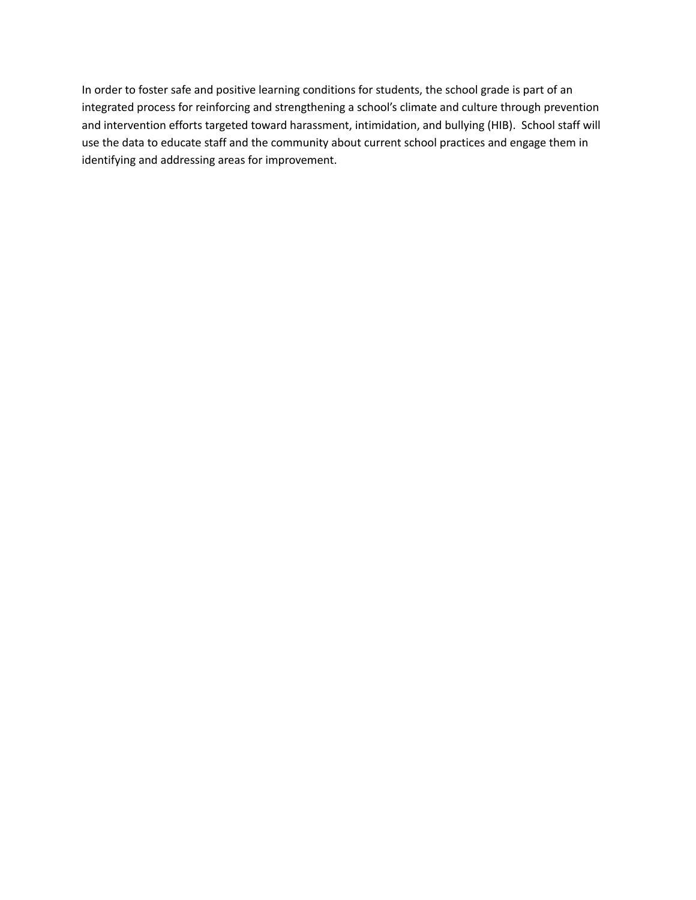In order to foster safe and positive learning conditions for students, the school grade is part of an integrated process for reinforcing and strengthening a school's climate and culture through prevention and intervention efforts targeted toward harassment, intimidation, and bullying (HIB). School staff will use the data to educate staff and the community about current school practices and engage them in identifying and addressing areas for improvement.